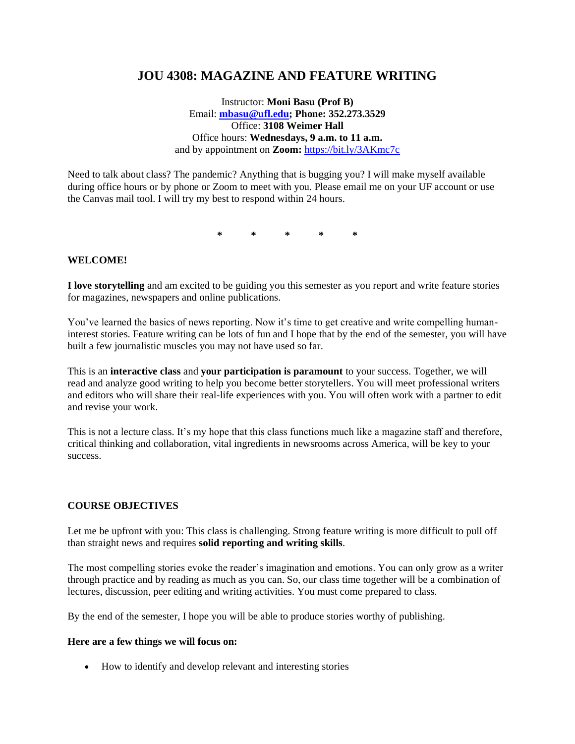# JOU 4308: MAGAZINE AND FEATURE WRITING

Instructor: **Moni Basu (Prof B)**
Email: **mbasu@ufl.edu; Phone: 352.273.3529**
Office: **3108 Weimer Hall**
Office hours: **Wednesdays, 9 a.m. to 11 a.m.**
and by appointment on **Zoom:** https://bit.ly/3AKmc7c

Need to talk about class? The pandemic? Anything that is bugging you? I will make myself available during office hours or by phone or Zoom to meet with you. Please email me on your UF account or use the Canvas mail tool. I will try my best to respond within 24 hours.

\* \* \* \* \*

**WELCOME!**

**I love storytelling** and am excited to be guiding you this semester as you report and write feature stories for magazines, newspapers and online publications.

You've learned the basics of news reporting. Now it's time to get creative and write compelling human-interest stories. Feature writing can be lots of fun and I hope that by the end of the semester, you will have built a few journalistic muscles you may not have used so far.

This is an **interactive class** and **your participation is paramount** to your success. Together, we will read and analyze good writing to help you become better storytellers. You will meet professional writers and editors who will share their real-life experiences with you. You will often work with a partner to edit and revise your work.

This is not a lecture class. It's my hope that this class functions much like a magazine staff and therefore, critical thinking and collaboration, vital ingredients in newsrooms across America, will be key to your success.

**COURSE OBJECTIVES**

Let me be upfront with you: This class is challenging. Strong feature writing is more difficult to pull off than straight news and requires **solid reporting and writing skills**.

The most compelling stories evoke the reader's imagination and emotions. You can only grow as a writer through practice and by reading as much as you can. So, our class time together will be a combination of lectures, discussion, peer editing and writing activities. You must come prepared to class.

By the end of the semester, I hope you will be able to produce stories worthy of publishing.

**Here are a few things we will focus on:**

- How to identify and develop relevant and interesting stories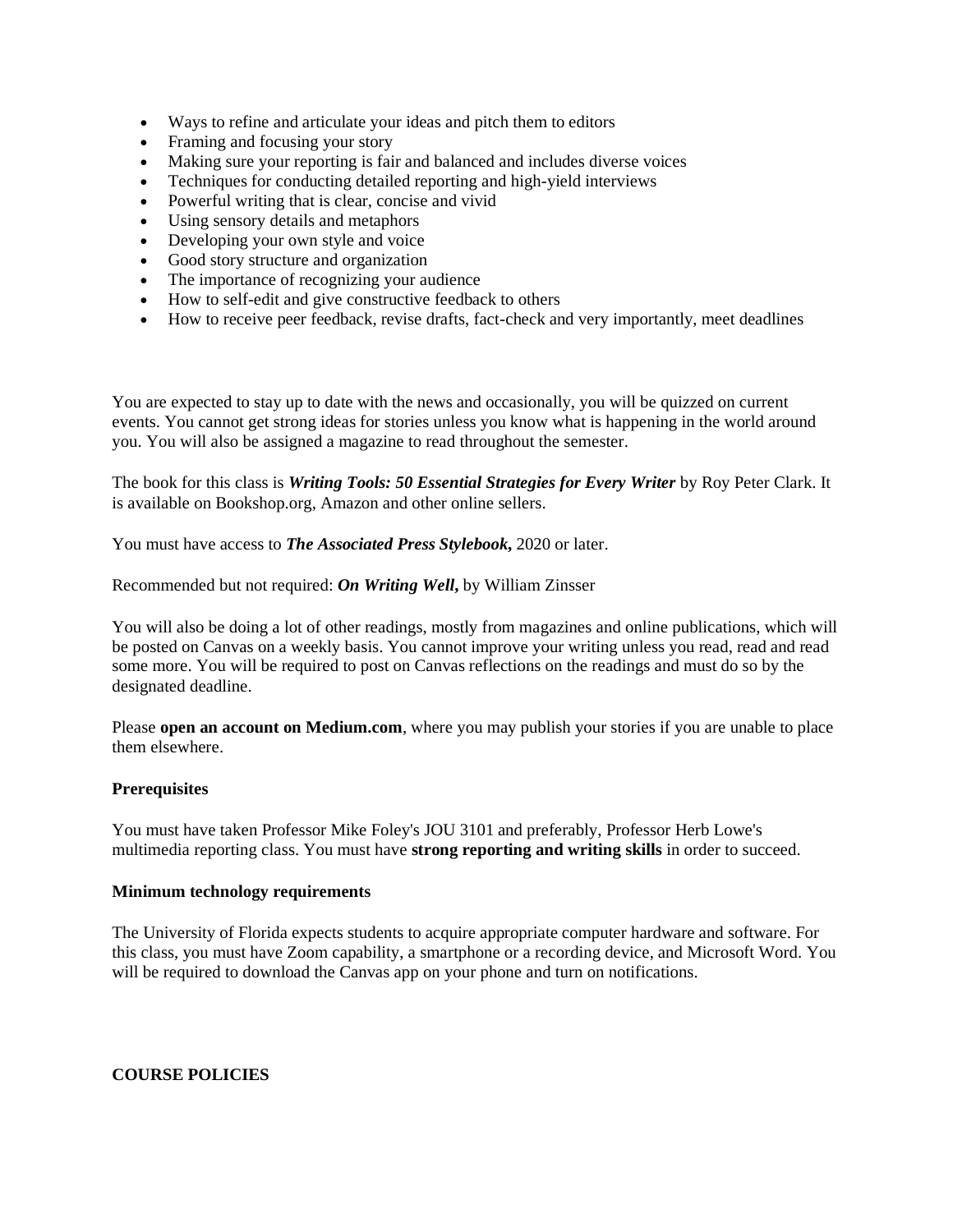- Ways to refine and articulate your ideas and pitch them to editors
- Framing and focusing your story
- Making sure your reporting is fair and balanced and includes diverse voices
- Techniques for conducting detailed reporting and high-yield interviews
- Powerful writing that is clear, concise and vivid
- Using sensory details and metaphors
- Developing your own style and voice
- Good story structure and organization
- The importance of recognizing your audience
- How to self-edit and give constructive feedback to others
- How to receive peer feedback, revise drafts, fact-check and very importantly, meet deadlines

You are expected to stay up to date with the news and occasionally, you will be quizzed on current events. You cannot get strong ideas for stories unless you know what is happening in the world around you. You will also be assigned a magazine to read throughout the semester.

The book for this class is ***Writing Tools: 50 Essential Strategies for Every Writer*** by Roy Peter Clark. It is available on Bookshop.org, Amazon and other online sellers.

You must have access to ***The Associated Press Stylebook,*** 2020 or later.

Recommended but not required: ***On Writing Well,*** by William Zinsser

You will also be doing a lot of other readings, mostly from magazines and online publications, which will be posted on Canvas on a weekly basis. You cannot improve your writing unless you read, read and read some more. You will be required to post on Canvas reflections on the readings and must do so by the designated deadline.

Please **open an account on Medium.com**, where you may publish your stories if you are unable to place them elsewhere.

**Prerequisites**

You must have taken Professor Mike Foley's JOU 3101 and preferably, Professor Herb Lowe's multimedia reporting class. You must have **strong reporting and writing skills** in order to succeed.

**Minimum technology requirements**

The University of Florida expects students to acquire appropriate computer hardware and software. For this class, you must have Zoom capability, a smartphone or a recording device, and Microsoft Word. You will be required to download the Canvas app on your phone and turn on notifications.

**COURSE POLICIES**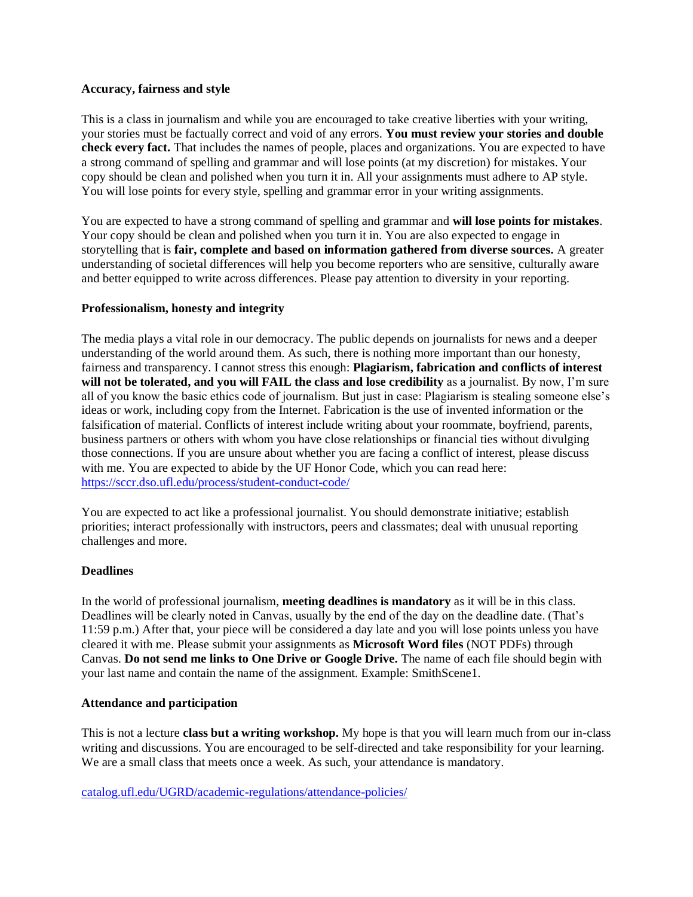**Accuracy, fairness and style**

This is a class in journalism and while you are encouraged to take creative liberties with your writing, your stories must be factually correct and void of any errors. **You must review your stories and double check every fact.** That includes the names of people, places and organizations. You are expected to have a strong command of spelling and grammar and will lose points (at my discretion) for mistakes. Your copy should be clean and polished when you turn it in. All your assignments must adhere to AP style. You will lose points for every style, spelling and grammar error in your writing assignments.

You are expected to have a strong command of spelling and grammar and **will lose points for mistakes**. Your copy should be clean and polished when you turn it in. You are also expected to engage in storytelling that is **fair, complete and based on information gathered from diverse sources.** A greater understanding of societal differences will help you become reporters who are sensitive, culturally aware and better equipped to write across differences. Please pay attention to diversity in your reporting.

**Professionalism, honesty and integrity**

The media plays a vital role in our democracy. The public depends on journalists for news and a deeper understanding of the world around them. As such, there is nothing more important than our honesty, fairness and transparency. I cannot stress this enough: **Plagiarism, fabrication and conflicts of interest will not be tolerated, and you will FAIL the class and lose credibility** as a journalist. By now, I'm sure all of you know the basic ethics code of journalism. But just in case: Plagiarism is stealing someone else's ideas or work, including copy from the Internet. Fabrication is the use of invented information or the falsification of material. Conflicts of interest include writing about your roommate, boyfriend, parents, business partners or others with whom you have close relationships or financial ties without divulging those connections. If you are unsure about whether you are facing a conflict of interest, please discuss with me. You are expected to abide by the UF Honor Code, which you can read here: https://sccr.dso.ufl.edu/process/student-conduct-code/

You are expected to act like a professional journalist. You should demonstrate initiative; establish priorities; interact professionally with instructors, peers and classmates; deal with unusual reporting challenges and more.

**Deadlines**

In the world of professional journalism, **meeting deadlines is mandatory** as it will be in this class. Deadlines will be clearly noted in Canvas, usually by the end of the day on the deadline date. (That's 11:59 p.m.) After that, your piece will be considered a day late and you will lose points unless you have cleared it with me. Please submit your assignments as **Microsoft Word files** (NOT PDFs) through Canvas. **Do not send me links to One Drive or Google Drive.** The name of each file should begin with your last name and contain the name of the assignment. Example: SmithScene1.

**Attendance and participation**

This is not a lecture **class but a writing workshop.** My hope is that you will learn much from our in-class writing and discussions. You are encouraged to be self-directed and take responsibility for your learning. We are a small class that meets once a week. As such, your attendance is mandatory.

catalog.ufl.edu/UGRD/academic-regulations/attendance-policies/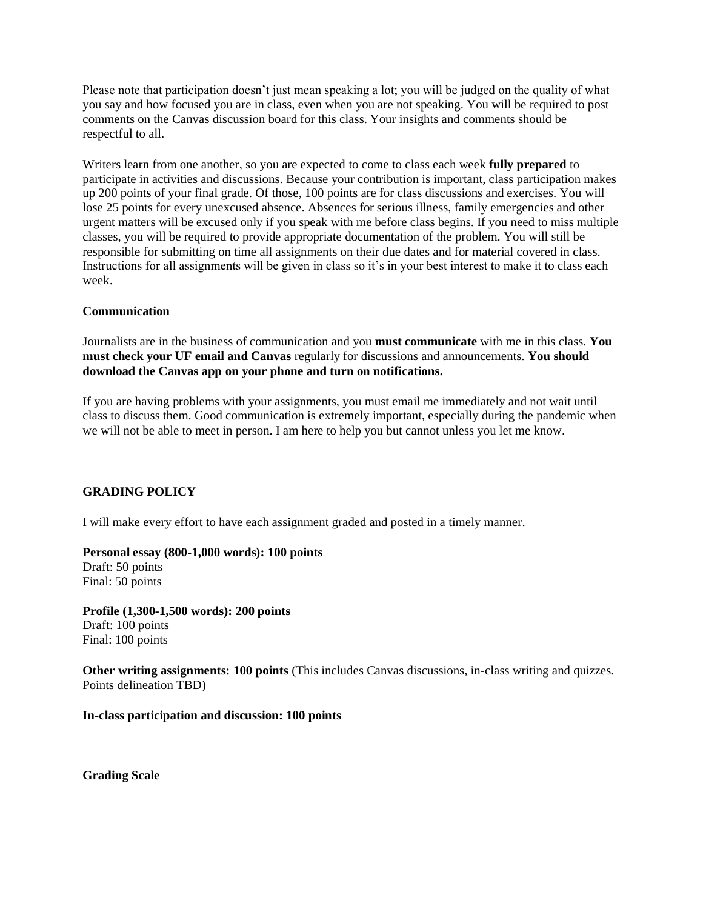Please note that participation doesn't just mean speaking a lot; you will be judged on the quality of what you say and how focused you are in class, even when you are not speaking. You will be required to post comments on the Canvas discussion board for this class. Your insights and comments should be respectful to all.

Writers learn from one another, so you are expected to come to class each week **fully prepared** to participate in activities and discussions. Because your contribution is important, class participation makes up 200 points of your final grade. Of those, 100 points are for class discussions and exercises. You will lose 25 points for every unexcused absence. Absences for serious illness, family emergencies and other urgent matters will be excused only if you speak with me before class begins. If you need to miss multiple classes, you will be required to provide appropriate documentation of the problem. You will still be responsible for submitting on time all assignments on their due dates and for material covered in class. Instructions for all assignments will be given in class so it's in your best interest to make it to class each week.

**Communication**

Journalists are in the business of communication and you **must communicate** with me in this class. **You must check your UF email and Canvas** regularly for discussions and announcements. **You should download the Canvas app on your phone and turn on notifications.**

If you are having problems with your assignments, you must email me immediately and not wait until class to discuss them. Good communication is extremely important, especially during the pandemic when we will not be able to meet in person. I am here to help you but cannot unless you let me know.

## GRADING POLICY

I will make every effort to have each assignment graded and posted in a timely manner.

**Personal essay (800-1,000 words): 100 points**
Draft: 50 points
Final: 50 points

**Profile (1,300-1,500 words): 200 points**
Draft: 100 points
Final: 100 points

**Other writing assignments: 100 points** (This includes Canvas discussions, in-class writing and quizzes. Points delineation TBD)

**In-class participation and discussion: 100 points**

**Grading Scale**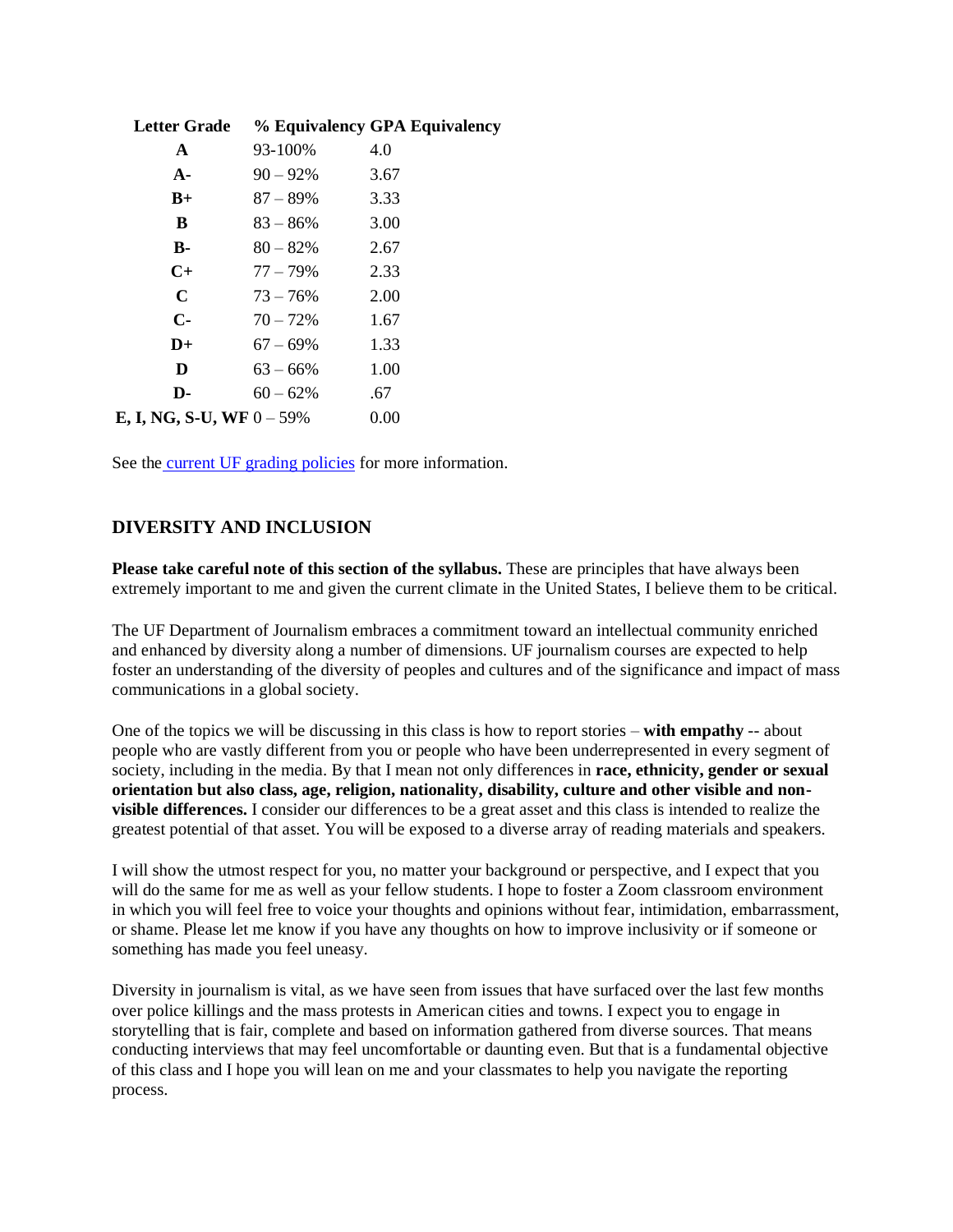| Letter Grade | % Equivalency | GPA Equivalency |
| --- | --- | --- |
| **A** | 93-100% | 4.0 |
| **A-** | 90 – 92% | 3.67 |
| **B+** | 87 – 89% | 3.33 |
| **B** | 83 – 86% | 3.00 |
| **B-** | 80 – 82% | 2.67 |
| **C+** | 77 – 79% | 2.33 |
| **C** | 73 – 76% | 2.00 |
| **C-** | 70 – 72% | 1.67 |
| **D+** | 67 – 69% | 1.33 |
| **D** | 63 – 66% | 1.00 |
| **D-** | 60 – 62% | .67 |
| **E, I, NG, S-U, WF** | 0 – 59% | 0.00 |

See the current UF grading policies for more information.

## DIVERSITY AND INCLUSION

**Please take careful note of this section of the syllabus.** These are principles that have always been extremely important to me and given the current climate in the United States, I believe them to be critical.

The UF Department of Journalism embraces a commitment toward an intellectual community enriched and enhanced by diversity along a number of dimensions. UF journalism courses are expected to help foster an understanding of the diversity of peoples and cultures and of the significance and impact of mass communications in a global society.

One of the topics we will be discussing in this class is how to report stories – **with empathy** -- about people who are vastly different from you or people who have been underrepresented in every segment of society, including in the media. By that I mean not only differences in **race, ethnicity, gender or sexual orientation but also class, age, religion, nationality, disability, culture and other visible and non-visible differences.** I consider our differences to be a great asset and this class is intended to realize the greatest potential of that asset. You will be exposed to a diverse array of reading materials and speakers.

I will show the utmost respect for you, no matter your background or perspective, and I expect that you will do the same for me as well as your fellow students. I hope to foster a Zoom classroom environment in which you will feel free to voice your thoughts and opinions without fear, intimidation, embarrassment, or shame. Please let me know if you have any thoughts on how to improve inclusivity or if someone or something has made you feel uneasy.

Diversity in journalism is vital, as we have seen from issues that have surfaced over the last few months over police killings and the mass protests in American cities and towns. I expect you to engage in storytelling that is fair, complete and based on information gathered from diverse sources. That means conducting interviews that may feel uncomfortable or daunting even. But that is a fundamental objective of this class and I hope you will lean on me and your classmates to help you navigate the reporting process.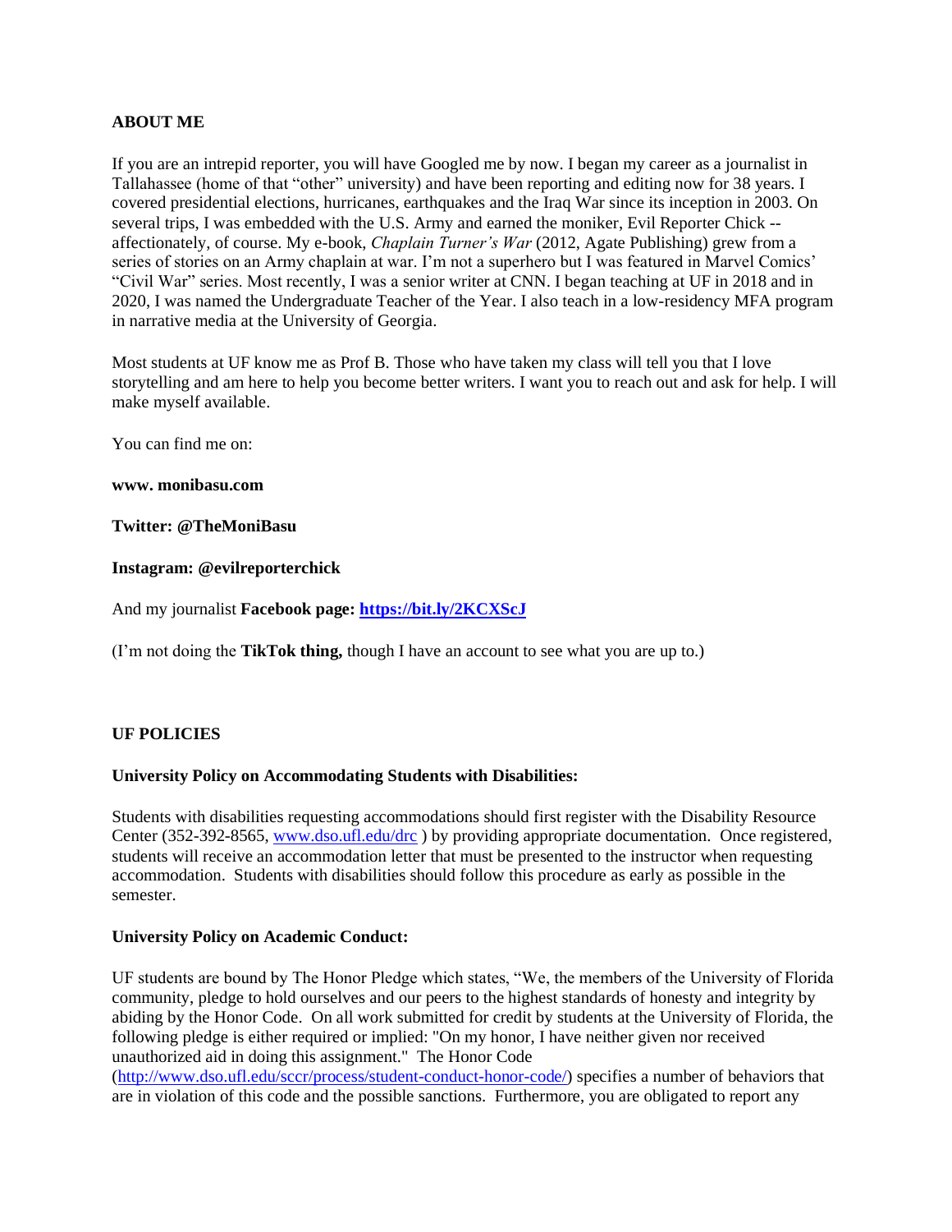## ABOUT ME

If you are an intrepid reporter, you will have Googled me by now. I began my career as a journalist in Tallahassee (home of that "other" university) and have been reporting and editing now for 38 years. I covered presidential elections, hurricanes, earthquakes and the Iraq War since its inception in 2003. On several trips, I was embedded with the U.S. Army and earned the moniker, Evil Reporter Chick -- affectionately, of course. My e-book, *Chaplain Turner's War* (2012, Agate Publishing) grew from a series of stories on an Army chaplain at war. I'm not a superhero but I was featured in Marvel Comics' "Civil War" series. Most recently, I was a senior writer at CNN. I began teaching at UF in 2018 and in 2020, I was named the Undergraduate Teacher of the Year. I also teach in a low-residency MFA program in narrative media at the University of Georgia.

Most students at UF know me as Prof B. Those who have taken my class will tell you that I love storytelling and am here to help you become better writers. I want you to reach out and ask for help. I will make myself available.

You can find me on:

**www. monibasu.com**

**Twitter: @TheMoniBasu**

**Instagram: @evilreporterchick**

And my journalist **Facebook page: https://bit.ly/2KCXScJ**

(I'm not doing the **TikTok thing,** though I have an account to see what you are up to.)

## UF POLICIES

### University Policy on Accommodating Students with Disabilities:

Students with disabilities requesting accommodations should first register with the Disability Resource Center (352-392-8565, www.dso.ufl.edu/drc ) by providing appropriate documentation. Once registered, students will receive an accommodation letter that must be presented to the instructor when requesting accommodation. Students with disabilities should follow this procedure as early as possible in the semester.

### University Policy on Academic Conduct:

UF students are bound by The Honor Pledge which states, "We, the members of the University of Florida community, pledge to hold ourselves and our peers to the highest standards of honesty and integrity by abiding by the Honor Code. On all work submitted for credit by students at the University of Florida, the following pledge is either required or implied: "On my honor, I have neither given nor received unauthorized aid in doing this assignment." The Honor Code (http://www.dso.ufl.edu/sccr/process/student-conduct-honor-code/) specifies a number of behaviors that are in violation of this code and the possible sanctions. Furthermore, you are obligated to report any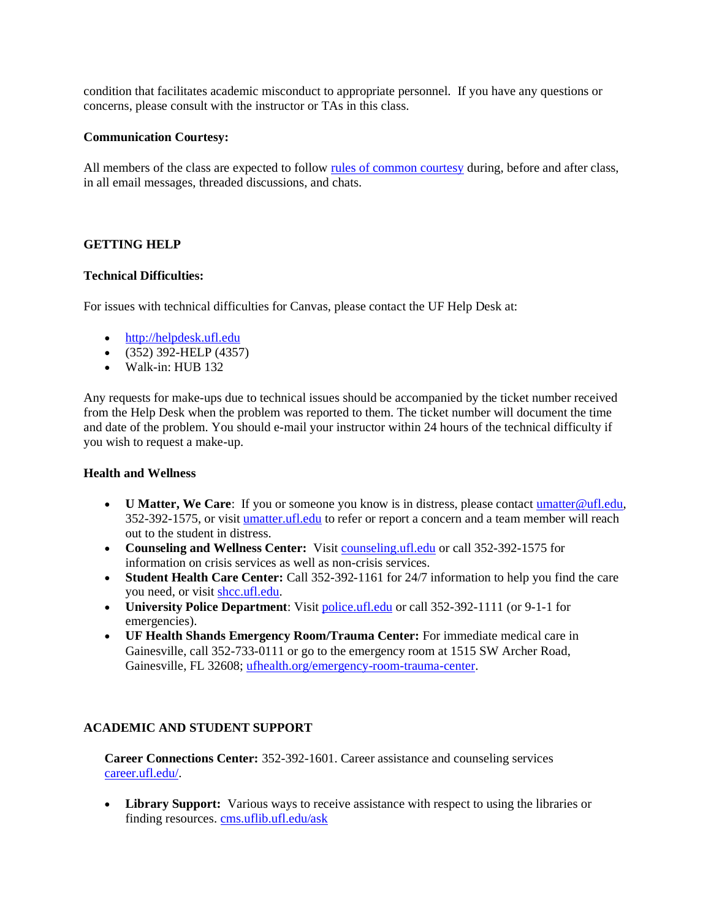condition that facilitates academic misconduct to appropriate personnel. If you have any questions or concerns, please consult with the instructor or TAs in this class.

**Communication Courtesy:**

All members of the class are expected to follow rules of common courtesy during, before and after class, in all email messages, threaded discussions, and chats.

## GETTING HELP

**Technical Difficulties:**

For issues with technical difficulties for Canvas, please contact the UF Help Desk at:

- http://helpdesk.ufl.edu
- (352) 392-HELP (4357)
- Walk-in: HUB 132

Any requests for make-ups due to technical issues should be accompanied by the ticket number received from the Help Desk when the problem was reported to them. The ticket number will document the time and date of the problem. You should e-mail your instructor within 24 hours of the technical difficulty if you wish to request a make-up.

**Health and Wellness**

- **U Matter, We Care**: If you or someone you know is in distress, please contact umatter@ufl.edu, 352-392-1575, or visit umatter.ufl.edu to refer or report a concern and a team member will reach out to the student in distress.
- **Counseling and Wellness Center:** Visit counseling.ufl.edu or call 352-392-1575 for information on crisis services as well as non-crisis services.
- **Student Health Care Center:** Call 352-392-1161 for 24/7 information to help you find the care you need, or visit shcc.ufl.edu.
- **University Police Department**: Visit police.ufl.edu or call 352-392-1111 (or 9-1-1 for emergencies).
- **UF Health Shands Emergency Room/Trauma Center:** For immediate medical care in Gainesville, call 352-733-0111 or go to the emergency room at 1515 SW Archer Road, Gainesville, FL 32608; ufhealth.org/emergency-room-trauma-center.

## ACADEMIC AND STUDENT SUPPORT

**Career Connections Center:** 352-392-1601. Career assistance and counseling services career.ufl.edu/.

- **Library Support:** Various ways to receive assistance with respect to using the libraries or finding resources. cms.uflib.ufl.edu/ask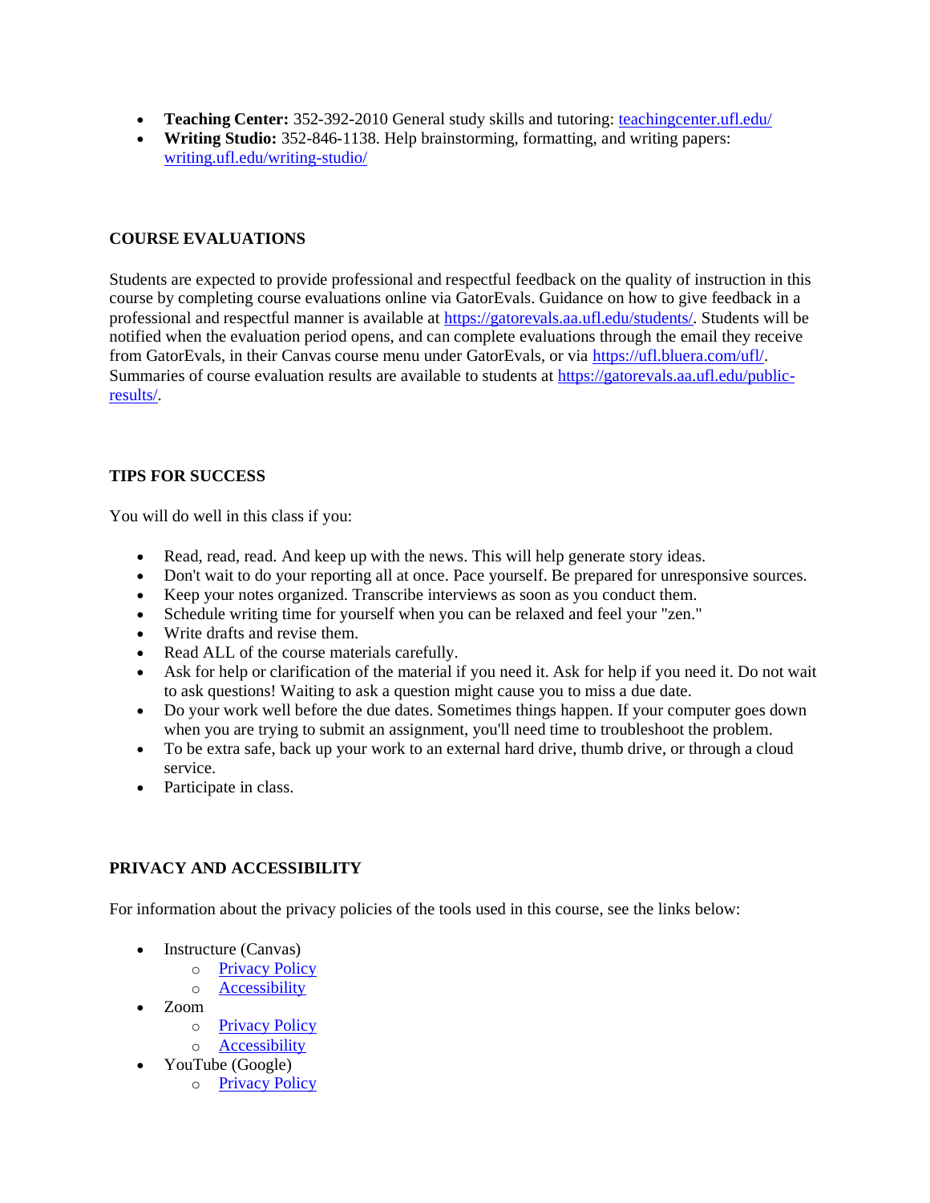- **Teaching Center:** 352-392-2010 General study skills and tutoring: [teachingcenter.ufl.edu/](teachingcenter.ufl.edu/)
- **Writing Studio:** 352-846-1138. Help brainstorming, formatting, and writing papers: [writing.ufl.edu/writing-studio/](writing.ufl.edu/writing-studio/)

## COURSE EVALUATIONS

Students are expected to provide professional and respectful feedback on the quality of instruction in this course by completing course evaluations online via GatorEvals. Guidance on how to give feedback in a professional and respectful manner is available at [https://gatorevals.aa.ufl.edu/students/](https://gatorevals.aa.ufl.edu/students/). Students will be notified when the evaluation period opens, and can complete evaluations through the email they receive from GatorEvals, in their Canvas course menu under GatorEvals, or via [https://ufl.bluera.com/ufl/](https://ufl.bluera.com/ufl/). Summaries of course evaluation results are available to students at [https://gatorevals.aa.ufl.edu/public-results/](https://gatorevals.aa.ufl.edu/public-results/).

## TIPS FOR SUCCESS

You will do well in this class if you:

- Read, read, read. And keep up with the news. This will help generate story ideas.
- Don't wait to do your reporting all at once. Pace yourself. Be prepared for unresponsive sources.
- Keep your notes organized. Transcribe interviews as soon as you conduct them.
- Schedule writing time for yourself when you can be relaxed and feel your "zen."
- Write drafts and revise them.
- Read ALL of the course materials carefully.
- Ask for help or clarification of the material if you need it. Ask for help if you need it. Do not wait to ask questions! Waiting to ask a question might cause you to miss a due date.
- Do your work well before the due dates. Sometimes things happen. If your computer goes down when you are trying to submit an assignment, you'll need time to troubleshoot the problem.
- To be extra safe, back up your work to an external hard drive, thumb drive, or through a cloud service.
- Participate in class.

## PRIVACY AND ACCESSIBILITY

For information about the privacy policies of the tools used in this course, see the links below:

- Instructure (Canvas)
  - Privacy Policy
  - Accessibility
- Zoom
  - Privacy Policy
  - Accessibility
- YouTube (Google)
  - Privacy Policy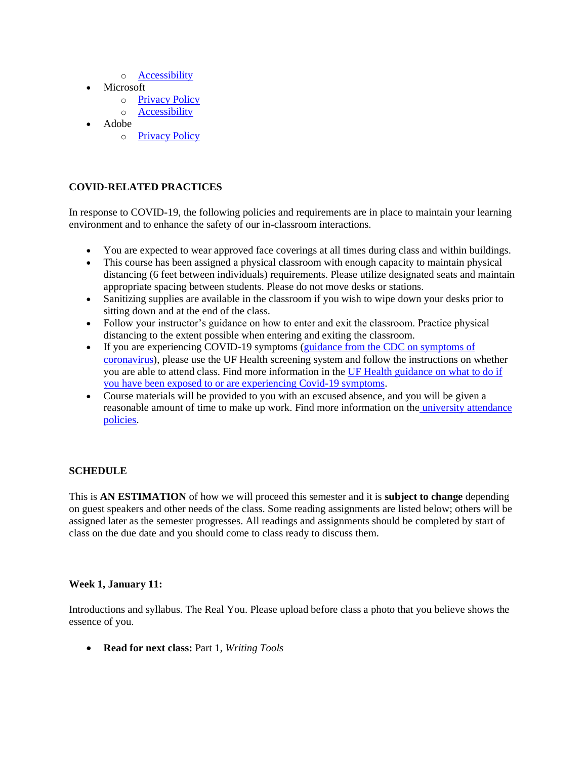- [Accessibility]
- Microsoft
    - [Privacy Policy]
    - [Accessibility]
- Adobe
    - [Privacy Policy]

**COVID-RELATED PRACTICES**

In response to COVID-19, the following policies and requirements are in place to maintain your learning environment and to enhance the safety of our in-classroom interactions.

- You are expected to wear approved face coverings at all times during class and within buildings.
- This course has been assigned a physical classroom with enough capacity to maintain physical distancing (6 feet between individuals) requirements. Please utilize designated seats and maintain appropriate spacing between students. Please do not move desks or stations.
- Sanitizing supplies are available in the classroom if you wish to wipe down your desks prior to sitting down and at the end of the class.
- Follow your instructor's guidance on how to enter and exit the classroom. Practice physical distancing to the extent possible when entering and exiting the classroom.
- If you are experiencing COVID-19 symptoms (guidance from the CDC on symptoms of coronavirus), please use the UF Health screening system and follow the instructions on whether you are able to attend class. Find more information in the UF Health guidance on what to do if you have been exposed to or are experiencing Covid-19 symptoms.
- Course materials will be provided to you with an excused absence, and you will be given a reasonable amount of time to make up work. Find more information on the university attendance policies.

**SCHEDULE**

This is **AN ESTIMATION** of how we will proceed this semester and it is **subject to change** depending on guest speakers and other needs of the class. Some reading assignments are listed below; others will be assigned later as the semester progresses. All readings and assignments should be completed by start of class on the due date and you should come to class ready to discuss them.

**Week 1, January 11:**

Introductions and syllabus. The Real You. Please upload before class a photo that you believe shows the essence of you.

- **Read for next class:** Part 1, *Writing Tools*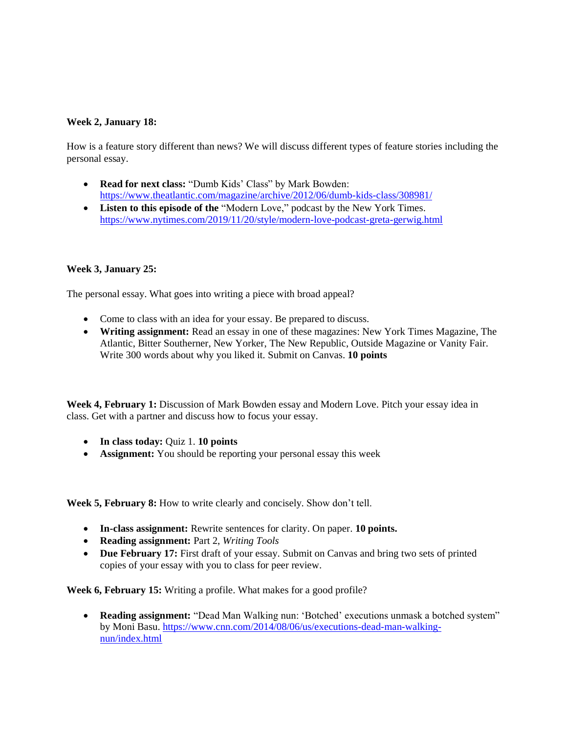**Week 2, January 18:**

How is a feature story different than news? We will discuss different types of feature stories including the personal essay.

- **Read for next class:** "Dumb Kids' Class" by Mark Bowden: https://www.theatlantic.com/magazine/archive/2012/06/dumb-kids-class/308981/
- **Listen to this episode of the** "Modern Love," podcast by the New York Times. https://www.nytimes.com/2019/11/20/style/modern-love-podcast-greta-gerwig.html

**Week 3, January 25:**

The personal essay. What goes into writing a piece with broad appeal?

- Come to class with an idea for your essay. Be prepared to discuss.
- **Writing assignment:** Read an essay in one of these magazines: New York Times Magazine, The Atlantic, Bitter Southerner, New Yorker, The New Republic, Outside Magazine or Vanity Fair. Write 300 words about why you liked it. Submit on Canvas. **10 points**

**Week 4, February 1:** Discussion of Mark Bowden essay and Modern Love. Pitch your essay idea in class. Get with a partner and discuss how to focus your essay.

- **In class today:** Quiz 1. **10 points**
- **Assignment:** You should be reporting your personal essay this week

**Week 5, February 8:** How to write clearly and concisely. Show don't tell.

- **In-class assignment:** Rewrite sentences for clarity. On paper. **10 points.**
- **Reading assignment:** Part 2, *Writing Tools*
- **Due February 17:** First draft of your essay. Submit on Canvas and bring two sets of printed copies of your essay with you to class for peer review.

**Week 6, February 15:** Writing a profile. What makes for a good profile?

- **Reading assignment:** "Dead Man Walking nun: 'Botched' executions unmask a botched system" by Moni Basu. https://www.cnn.com/2014/08/06/us/executions-dead-man-walking-nun/index.html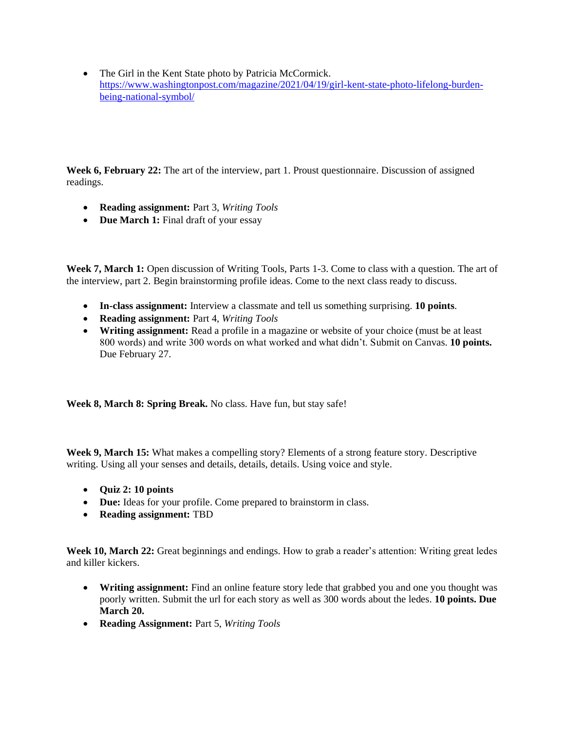- The Girl in the Kent State photo by Patricia McCormick. https://www.washingtonpost.com/magazine/2021/04/19/girl-kent-state-photo-lifelong-burden-being-national-symbol/

**Week 6, February 22:** The art of the interview, part 1. Proust questionnaire. Discussion of assigned readings.

- **Reading assignment:** Part 3, *Writing Tools*
- **Due March 1:** Final draft of your essay

**Week 7, March 1:** Open discussion of Writing Tools, Parts 1-3. Come to class with a question. The art of the interview, part 2. Begin brainstorming profile ideas. Come to the next class ready to discuss.

- **In-class assignment:** Interview a classmate and tell us something surprising. **10 points**.
- **Reading assignment:** Part 4, *Writing Tools*
- **Writing assignment:** Read a profile in a magazine or website of your choice (must be at least 800 words) and write 300 words on what worked and what didn't. Submit on Canvas. **10 points.** Due February 27.

**Week 8, March 8: Spring Break.** No class. Have fun, but stay safe!

**Week 9, March 15:** What makes a compelling story? Elements of a strong feature story. Descriptive writing. Using all your senses and details, details, details. Using voice and style.

- **Quiz 2: 10 points**
- **Due:** Ideas for your profile. Come prepared to brainstorm in class.
- **Reading assignment:** TBD

**Week 10, March 22:** Great beginnings and endings. How to grab a reader's attention: Writing great ledes and killer kickers.

- **Writing assignment:** Find an online feature story lede that grabbed you and one you thought was poorly written. Submit the url for each story as well as 300 words about the ledes. **10 points. Due March 20.**
- **Reading Assignment:** Part 5, *Writing Tools*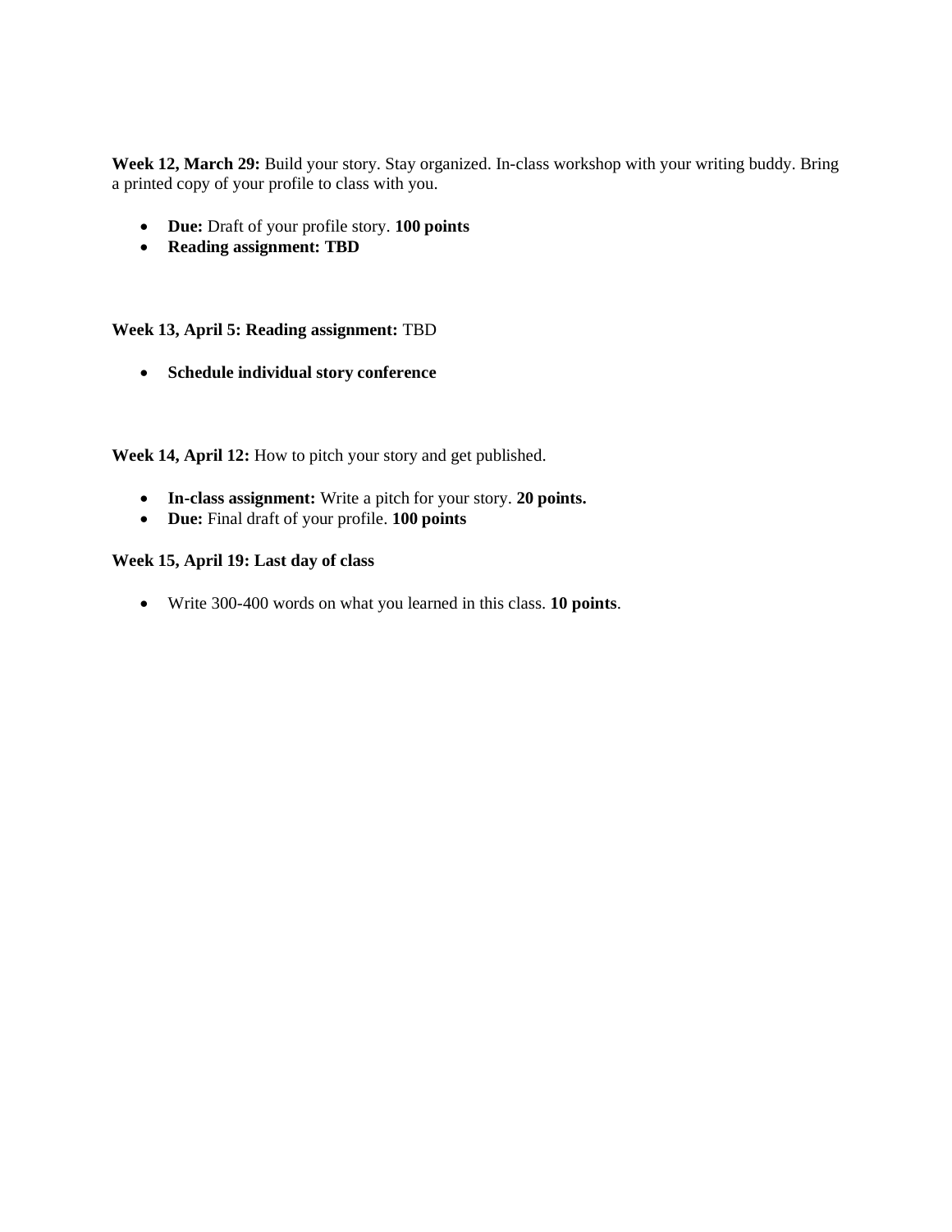**Week 12, March 29:** Build your story. Stay organized. In-class workshop with your writing buddy. Bring a printed copy of your profile to class with you.

- **Due:** Draft of your profile story. **100 points**
- **Reading assignment: TBD**

**Week 13, April 5: Reading assignment:** TBD

- **Schedule individual story conference**

**Week 14, April 12:** How to pitch your story and get published.

- **In-class assignment:** Write a pitch for your story. **20 points.**
- **Due:** Final draft of your profile. **100 points**

**Week 15, April 19: Last day of class**

- Write 300-400 words on what you learned in this class. **10 points**.